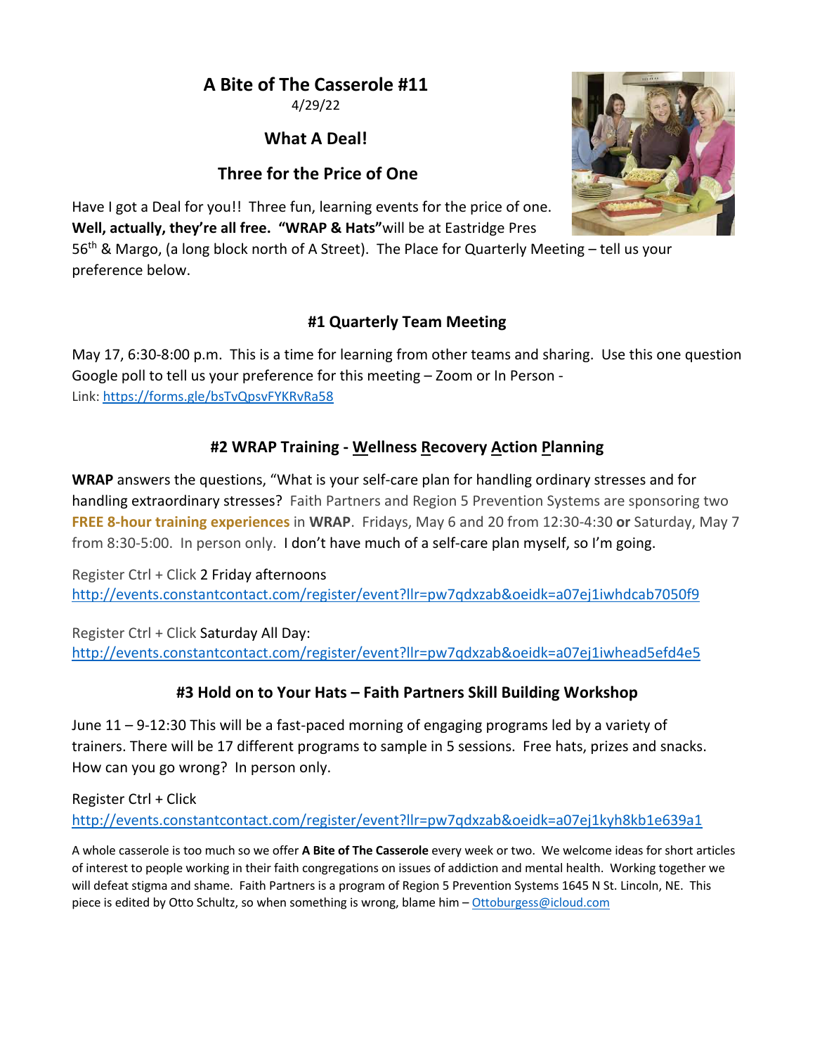# A Bite of The Casserole #11

4/29/22

## What A Deal!

## Three for the Price of One

Have I got a Deal for you!! Three fun, learning events for the price of one. **Well, actually, they're all free. "WRAP & Hats"** will be at Eastridge Pres 56th & Margo, (a long block north of A Street). The Place for Quarterly Meeting – tell us your preference below.

### #1 Quarterly Team Meeting

May 17, 6:30-8:00 p.m. This is a time for learning from other teams and sharing. Use this one question Google poll to tell us your preference for this meeting – Zoom or In Person - Link: https://forms.gle/bsTvQpsvFYKRvRa58

### #2 WRAP Training - Wellness Recovery Action Planning

**WRAP** answers the questions, "What is your self-care plan for handling ordinary stresses and for handling extraordinary stresses? Faith Partners and Region 5 Prevention Systems are sponsoring two **FREE 8-hour training experiences** in **WRAP**. Fridays, May 6 and 20 from 12:30-4:30 **or** Saturday, May 7 from 8:30-5:00. In person only. I don't have much of a self-care plan myself, so I'm going.

Register Ctrl + Click 2 Friday afternoons
http://events.constantcontact.com/register/event?llr=pw7qdxzab&oeidk=a07ej1iwhdcab7050f9

Register Ctrl + Click Saturday All Day:
http://events.constantcontact.com/register/event?llr=pw7qdxzab&oeidk=a07ej1iwhead5efd4e5

### #3 Hold on to Your Hats – Faith Partners Skill Building Workshop

June 11 – 9-12:30 This will be a fast-paced morning of engaging programs led by a variety of trainers. There will be 17 different programs to sample in 5 sessions. Free hats, prizes and snacks. How can you go wrong? In person only.

Register Ctrl + Click
http://events.constantcontact.com/register/event?llr=pw7qdxzab&oeidk=a07ej1kyh8kb1e639a1

A whole casserole is too much so we offer **A Bite of The Casserole** every week or two. We welcome ideas for short articles of interest to people working in their faith congregations on issues of addiction and mental health. Working together we will defeat stigma and shame. Faith Partners is a program of Region 5 Prevention Systems 1645 N St. Lincoln, NE. This piece is edited by Otto Schultz, so when something is wrong, blame him – Ottoburgess@icloud.com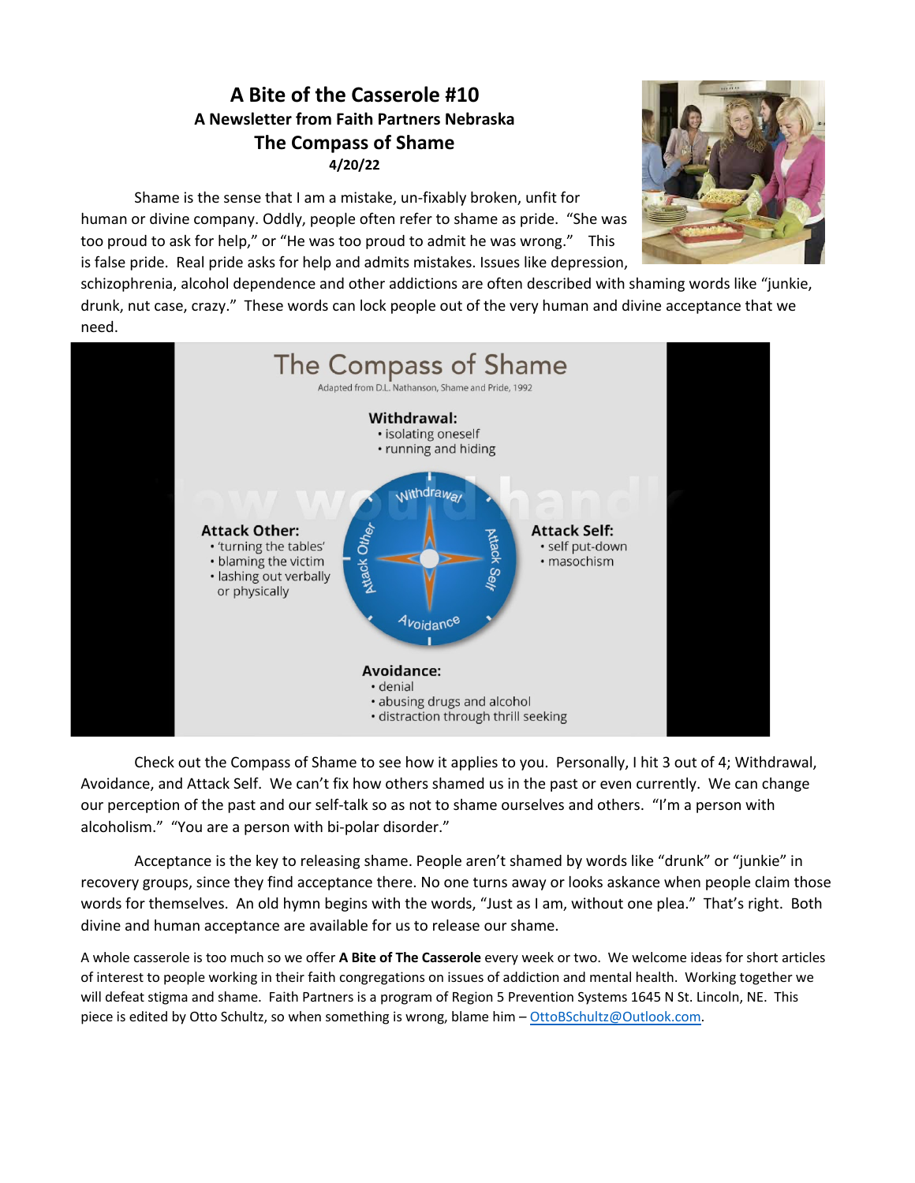# A Bite of the Casserole #10

## A Newsletter from Faith Partners Nebraska

## The Compass of Shame

**4/20/22**

Shame is the sense that I am a mistake, un-fixably broken, unfit for human or divine company. Oddly, people often refer to shame as pride. "She was too proud to ask for help," or "He was too proud to admit he was wrong." This is false pride. Real pride asks for help and admits mistakes. Issues like depression, schizophrenia, alcohol dependence and other addictions are often described with shaming words like "junkie, drunk, nut case, crazy." These words can lock people out of the very human and divine acceptance that we need.

**The Compass of Shame**

Adapted from D.L. Nathanson, Shame and Pride, 1992

**Withdrawal:**
- isolating oneself
- running and hiding

**Attack Other:**
- 'turning the tables'
- blaming the victim
- lashing out verbally or physically

**Attack Self:**
- self put-down
- masochism

**Avoidance:**
- denial
- abusing drugs and alcohol
- distraction through thrill seeking

Check out the Compass of Shame to see how it applies to you. Personally, I hit 3 out of 4; Withdrawal, Avoidance, and Attack Self. We can't fix how others shamed us in the past or even currently. We can change our perception of the past and our self-talk so as not to shame ourselves and others. "I'm a person with alcoholism." "You are a person with bi-polar disorder."

Acceptance is the key to releasing shame. People aren't shamed by words like "drunk" or "junkie" in recovery groups, since they find acceptance there. No one turns away or looks askance when people claim those words for themselves. An old hymn begins with the words, "Just as I am, without one plea." That's right. Both divine and human acceptance are available for us to release our shame.

A whole casserole is too much so we offer **A Bite of The Casserole** every week or two. We welcome ideas for short articles of interest to people working in their faith congregations on issues of addiction and mental health. Working together we will defeat stigma and shame. Faith Partners is a program of Region 5 Prevention Systems 1645 N St. Lincoln, NE. This piece is edited by Otto Schultz, so when something is wrong, blame him – OttoBSchultz@Outlook.com.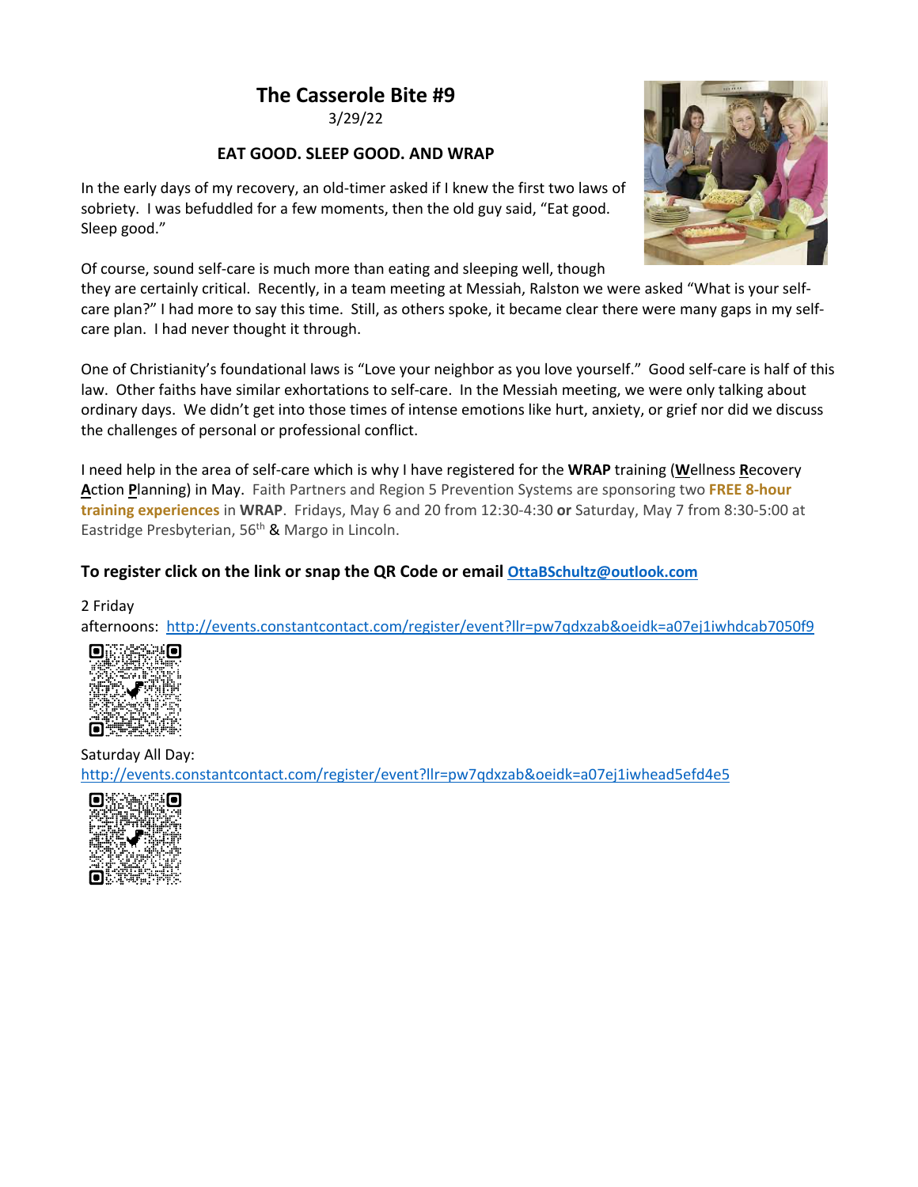# The Casserole Bite #9

3/29/22

### EAT GOOD. SLEEP GOOD. AND WRAP

In the early days of my recovery, an old-timer asked if I knew the first two laws of sobriety. I was befuddled for a few moments, then the old guy said, "Eat good. Sleep good."

Of course, sound self-care is much more than eating and sleeping well, though they are certainly critical. Recently, in a team meeting at Messiah, Ralston we were asked "What is your self-care plan?" I had more to say this time. Still, as others spoke, it became clear there were many gaps in my self-care plan. I had never thought it through.

One of Christianity's foundational laws is "Love your neighbor as you love yourself." Good self-care is half of this law. Other faiths have similar exhortations to self-care. In the Messiah meeting, we were only talking about ordinary days. We didn't get into those times of intense emotions like hurt, anxiety, or grief nor did we discuss the challenges of personal or professional conflict.

I need help in the area of self-care which is why I have registered for the **WRAP** training (**W**ellness **R**ecovery **A**ction **P**lanning) in May. Faith Partners and Region 5 Prevention Systems are sponsoring two **FREE 8-hour training experiences** in **WRAP**. Fridays, May 6 and 20 from 12:30-4:30 **or** Saturday, May 7 from 8:30-5:00 at Eastridge Presbyterian, 56th & Margo in Lincoln.

**To register click on the link or snap the QR Code or email OttaBSchultz@outlook.com**

2 Friday afternoons: http://events.constantcontact.com/register/event?llr=pw7qdxzab&oeidk=a07ej1iwhdcab7050f9

Saturday All Day: http://events.constantcontact.com/register/event?llr=pw7qdxzab&oeidk=a07ej1iwhead5efd4e5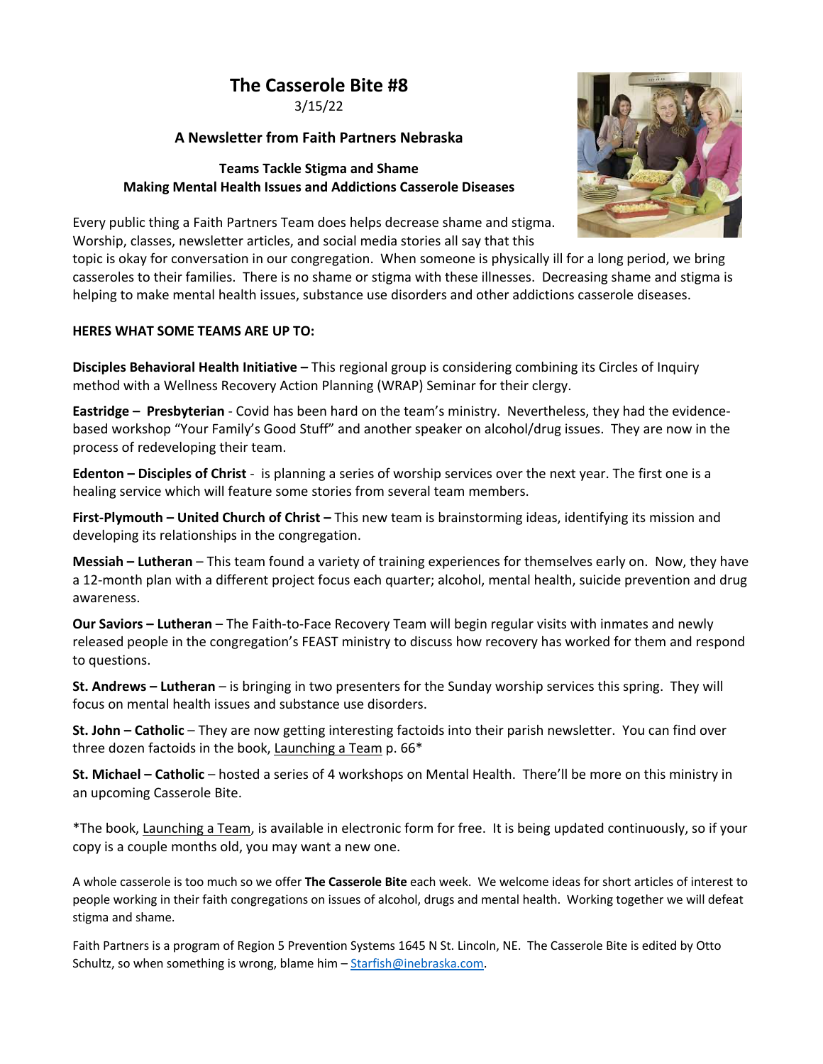# The Casserole Bite #8

3/15/22

## A Newsletter from Faith Partners Nebraska

### Teams Tackle Stigma and Shame
### Making Mental Health Issues and Addictions Casserole Diseases

Every public thing a Faith Partners Team does helps decrease shame and stigma. Worship, classes, newsletter articles, and social media stories all say that this topic is okay for conversation in our congregation. When someone is physically ill for a long period, we bring casseroles to their families. There is no shame or stigma with these illnesses. Decreasing shame and stigma is helping to make mental health issues, substance use disorders and other addictions casserole diseases.

**HERES WHAT SOME TEAMS ARE UP TO:**

**Disciples Behavioral Health Initiative –** This regional group is considering combining its Circles of Inquiry method with a Wellness Recovery Action Planning (WRAP) Seminar for their clergy.

**Eastridge – Presbyterian** - Covid has been hard on the team's ministry. Nevertheless, they had the evidence-based workshop "Your Family's Good Stuff" and another speaker on alcohol/drug issues. They are now in the process of redeveloping their team.

**Edenton – Disciples of Christ** - is planning a series of worship services over the next year. The first one is a healing service which will feature some stories from several team members.

**First-Plymouth – United Church of Christ –** This new team is brainstorming ideas, identifying its mission and developing its relationships in the congregation.

**Messiah – Lutheran** – This team found a variety of training experiences for themselves early on. Now, they have a 12-month plan with a different project focus each quarter; alcohol, mental health, suicide prevention and drug awareness.

**Our Saviors – Lutheran** – The Faith-to-Face Recovery Team will begin regular visits with inmates and newly released people in the congregation's FEAST ministry to discuss how recovery has worked for them and respond to questions.

**St. Andrews – Lutheran** – is bringing in two presenters for the Sunday worship services this spring. They will focus on mental health issues and substance use disorders.

**St. John – Catholic** – They are now getting interesting factoids into their parish newsletter. You can find over three dozen factoids in the book, Launching a Team p. 66*

**St. Michael – Catholic** – hosted a series of 4 workshops on Mental Health. There'll be more on this ministry in an upcoming Casserole Bite.

*The book, Launching a Team, is available in electronic form for free. It is being updated continuously, so if your copy is a couple months old, you may want a new one.

A whole casserole is too much so we offer **The Casserole Bite** each week. We welcome ideas for short articles of interest to people working in their faith congregations on issues of alcohol, drugs and mental health. Working together we will defeat stigma and shame.

Faith Partners is a program of Region 5 Prevention Systems 1645 N St. Lincoln, NE. The Casserole Bite is edited by Otto Schultz, so when something is wrong, blame him – Starfish@inebraska.com.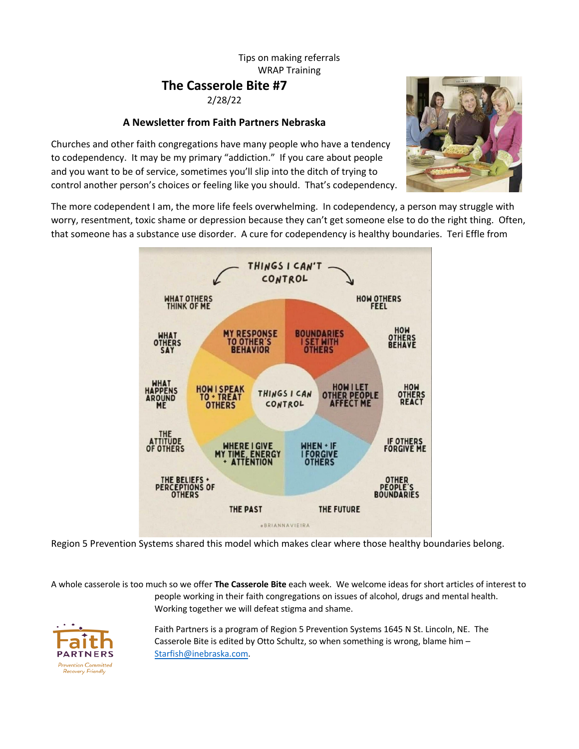Tips on making referrals
WRAP Training

# The Casserole Bite #7

2/28/22

## A Newsletter from Faith Partners Nebraska

Churches and other faith congregations have many people who have a tendency to codependency. It may be my primary "addiction." If you care about people and you want to be of service, sometimes you'll slip into the ditch of trying to control another person's choices or feeling like you should. That's codependency.

The more codependent I am, the more life feels overwhelming. In codependency, a person may struggle with worry, resentment, toxic shame or depression because they can't get someone else to do the right thing. Often, that someone has a substance use disorder. A cure for codependency is healthy boundaries. Teri Effle from Region 5 Prevention Systems shared this model which makes clear where those healthy boundaries belong.

A whole casserole is too much so we offer **The Casserole Bite** each week. We welcome ideas for short articles of interest to people working in their faith congregations on issues of alcohol, drugs and mental health. Working together we will defeat stigma and shame.

Faith Partners is a program of Region 5 Prevention Systems 1645 N St. Lincoln, NE. The Casserole Bite is edited by Otto Schultz, so when something is wrong, blame him – Starfish@inebraska.com.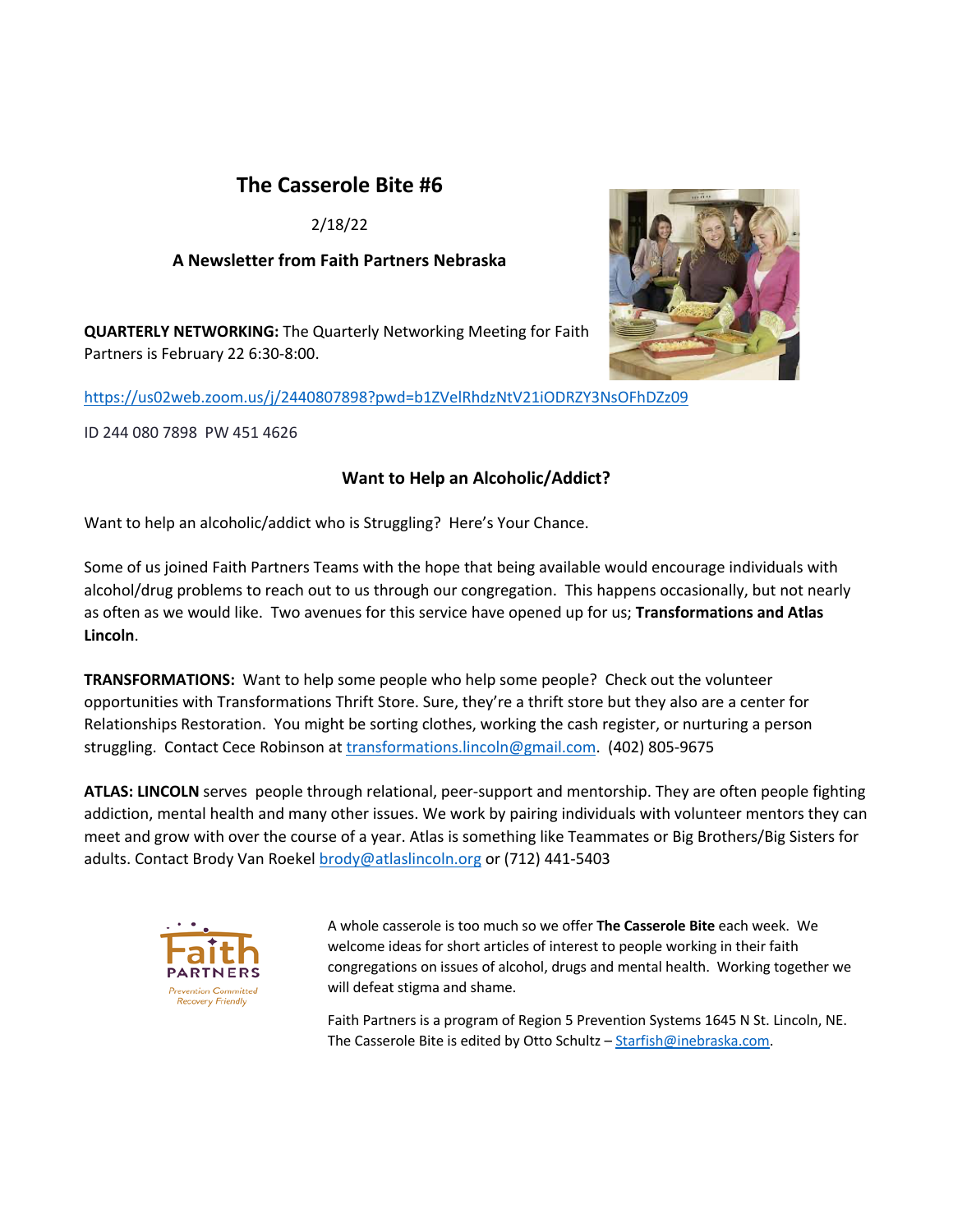# The Casserole Bite #6

2/18/22

**A Newsletter from Faith Partners Nebraska**

**QUARTERLY NETWORKING:** The Quarterly Networking Meeting for Faith Partners is February 22 6:30-8:00.

https://us02web.zoom.us/j/2440807898?pwd=b1ZVelRhdzNtV21iODRZY3NsOFhDZz09

ID 244 080 7898 PW 451 4626

## Want to Help an Alcoholic/Addict?

Want to help an alcoholic/addict who is Struggling? Here's Your Chance.

Some of us joined Faith Partners Teams with the hope that being available would encourage individuals with alcohol/drug problems to reach out to us through our congregation. This happens occasionally, but not nearly as often as we would like. Two avenues for this service have opened up for us; **Transformations and Atlas Lincoln**.

**TRANSFORMATIONS:** Want to help some people who help some people? Check out the volunteer opportunities with Transformations Thrift Store. Sure, they're a thrift store but they also are a center for Relationships Restoration. You might be sorting clothes, working the cash register, or nurturing a person struggling. Contact Cece Robinson at transformations.lincoln@gmail.com. (402) 805-9675

**ATLAS: LINCOLN** serves people through relational, peer-support and mentorship. They are often people fighting addiction, mental health and many other issues. We work by pairing individuals with volunteer mentors they can meet and grow with over the course of a year. Atlas is something like Teammates or Big Brothers/Big Sisters for adults. Contact Brody Van Roekel brody@atlaslincoln.org or (712) 441-5403

Faith PARTNERS
*Prevention Committed Recovery Friendly*

A whole casserole is too much so we offer **The Casserole Bite** each week. We welcome ideas for short articles of interest to people working in their faith congregations on issues of alcohol, drugs and mental health. Working together we will defeat stigma and shame.

Faith Partners is a program of Region 5 Prevention Systems 1645 N St. Lincoln, NE. The Casserole Bite is edited by Otto Schultz – Starfish@inebraska.com.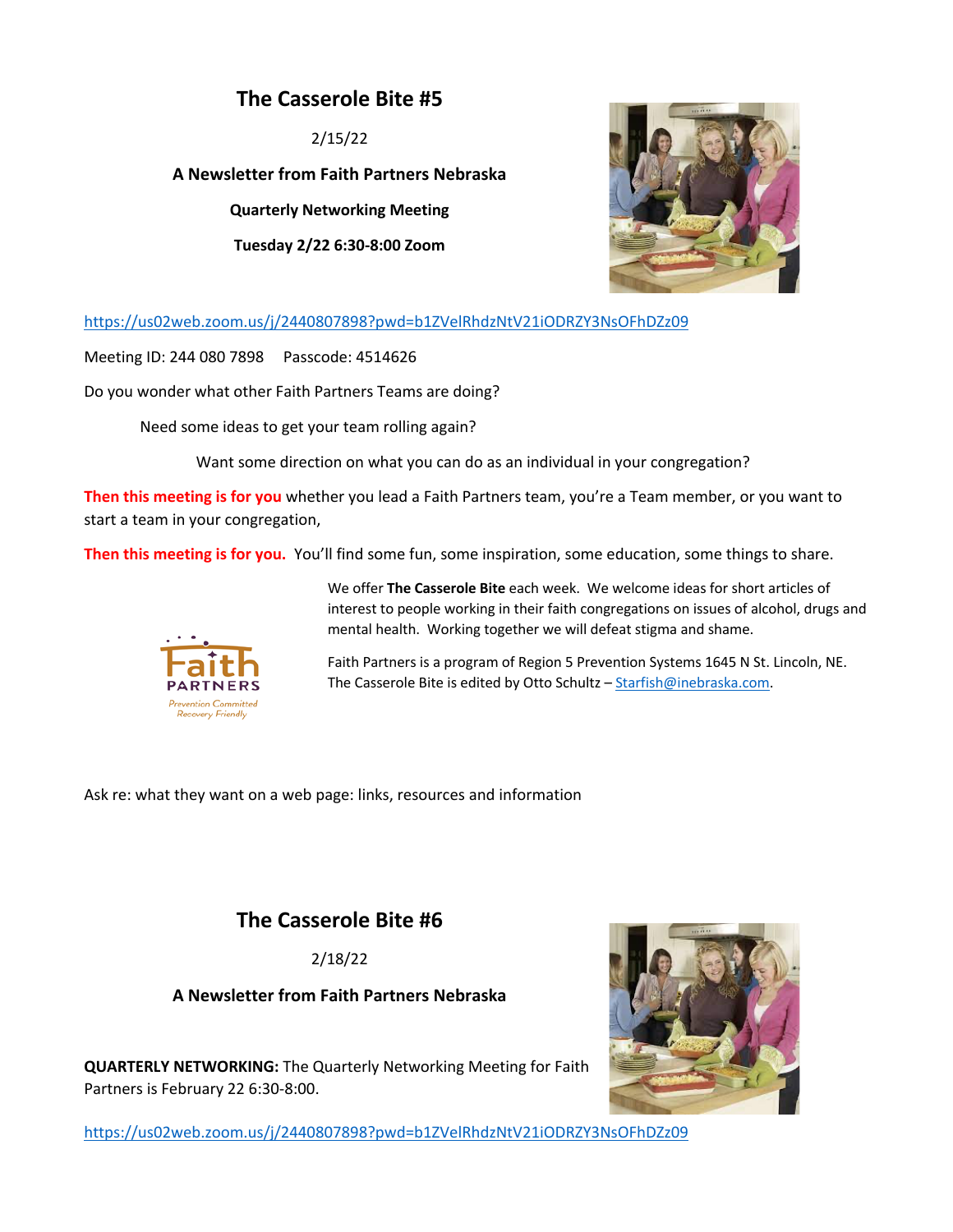## The Casserole Bite #5

2/15/22

**A Newsletter from Faith Partners Nebraska**

**Quarterly Networking Meeting**

**Tuesday 2/22 6:30-8:00 Zoom**

https://us02web.zoom.us/j/2440807898?pwd=b1ZVelRhdzNtV21iODRZY3NsOFhDZz09

Meeting ID: 244 080 7898 Passcode: 4514626

Do you wonder what other Faith Partners Teams are doing?

Need some ideas to get your team rolling again?

Want some direction on what you can do as an individual in your congregation?

**Then this meeting is for you** whether you lead a Faith Partners team, you're a Team member, or you want to start a team in your congregation,

**Then this meeting is for you.** You'll find some fun, some inspiration, some education, some things to share.

We offer **The Casserole Bite** each week. We welcome ideas for short articles of interest to people working in their faith congregations on issues of alcohol, drugs and mental health. Working together we will defeat stigma and shame.

Faith Partners is a program of Region 5 Prevention Systems 1645 N St. Lincoln, NE. The Casserole Bite is edited by Otto Schultz – Starfish@inebraska.com.

Ask re: what they want on a web page: links, resources and information

## The Casserole Bite #6

2/18/22

**A Newsletter from Faith Partners Nebraska**

**QUARTERLY NETWORKING:** The Quarterly Networking Meeting for Faith Partners is February 22 6:30-8:00.

https://us02web.zoom.us/j/2440807898?pwd=b1ZVelRhdzNtV21iODRZY3NsOFhDZz09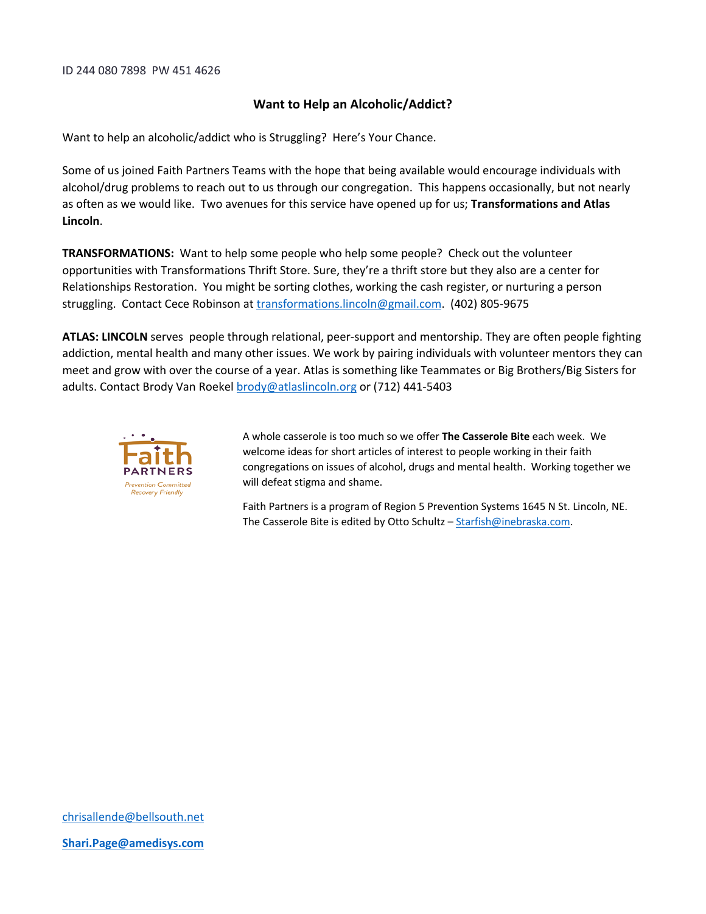ID 244 080 7898  PW 451 4626

## Want to Help an Alcoholic/Addict?

Want to help an alcoholic/addict who is Struggling?  Here's Your Chance.

Some of us joined Faith Partners Teams with the hope that being available would encourage individuals with alcohol/drug problems to reach out to us through our congregation.  This happens occasionally, but not nearly as often as we would like.  Two avenues for this service have opened up for us; **Transformations and Atlas Lincoln**.

**TRANSFORMATIONS:**  Want to help some people who help some people?  Check out the volunteer opportunities with Transformations Thrift Store. Sure, they're a thrift store but they also are a center for Relationships Restoration.  You might be sorting clothes, working the cash register, or nurturing a person struggling.  Contact Cece Robinson at transformations.lincoln@gmail.com.  (402) 805-9675

**ATLAS: LINCOLN** serves  people through relational, peer-support and mentorship. They are often people fighting addiction, mental health and many other issues. We work by pairing individuals with volunteer mentors they can meet and grow with over the course of a year. Atlas is something like Teammates or Big Brothers/Big Sisters for adults. Contact Brody Van Roekel brody@atlaslincoln.org or (712) 441-5403

Faith PARTNERS
Prevention Committed
Recovery Friendly

A whole casserole is too much so we offer **The Casserole Bite** each week.  We welcome ideas for short articles of interest to people working in their faith congregations on issues of alcohol, drugs and mental health.  Working together we will defeat stigma and shame.

Faith Partners is a program of Region 5 Prevention Systems 1645 N St. Lincoln, NE. The Casserole Bite is edited by Otto Schultz – Starfish@inebraska.com.

chrisallende@bellsouth.net

**Shari.Page@amedisys.com**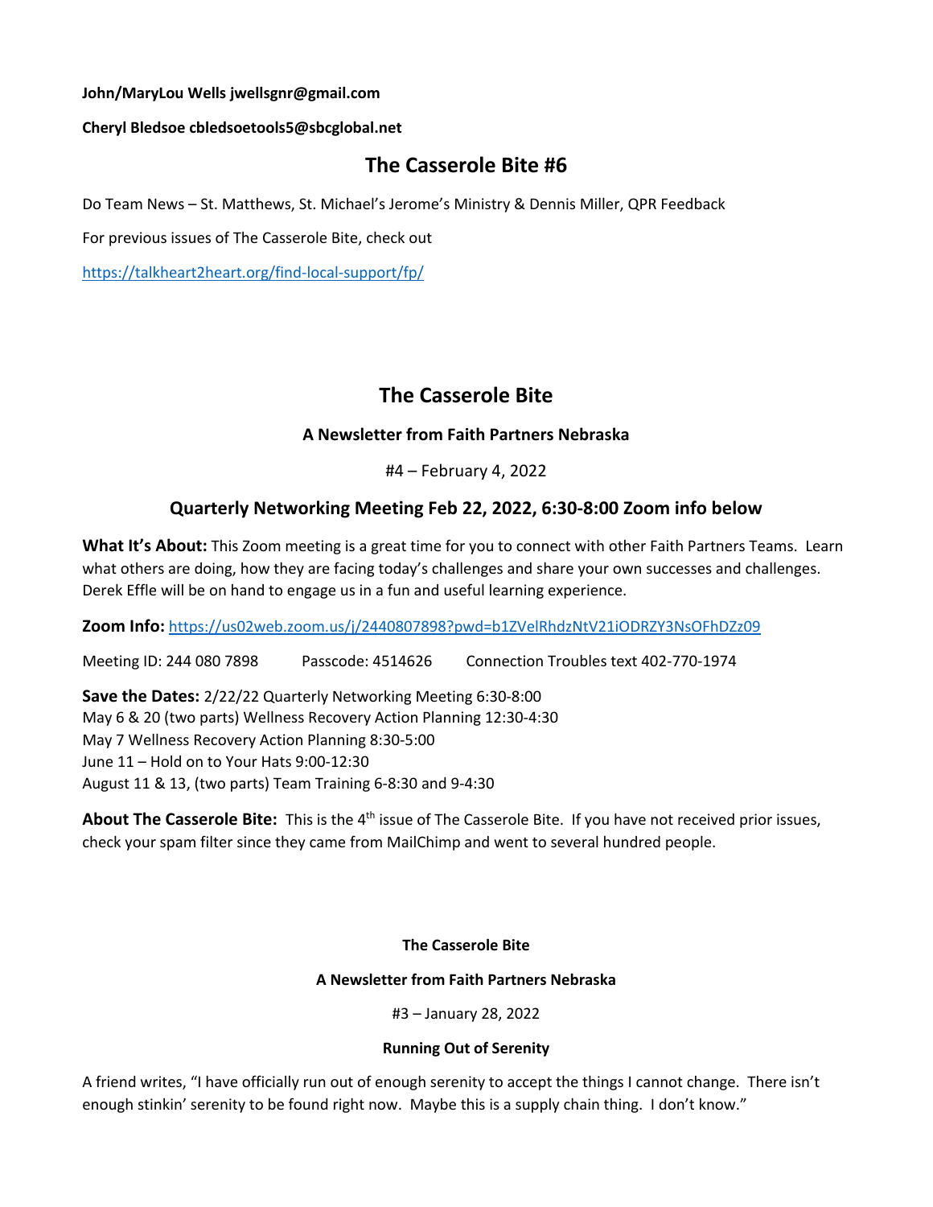**John/MaryLou Wells jwellsgnr@gmail.com**

**Cheryl Bledsoe cbledsoetools5@sbcglobal.net**

## The Casserole Bite #6

Do Team News – St. Matthews, St. Michael's Jerome's Ministry & Dennis Miller, QPR Feedback

For previous issues of The Casserole Bite, check out

https://talkheart2heart.org/find-local-support/fp/

## The Casserole Bite

### A Newsletter from Faith Partners Nebraska

#4 – February 4, 2022

### Quarterly Networking Meeting Feb 22, 2022, 6:30-8:00 Zoom info below

**What It's About:** This Zoom meeting is a great time for you to connect with other Faith Partners Teams. Learn what others are doing, how they are facing today's challenges and share your own successes and challenges. Derek Effle will be on hand to engage us in a fun and useful learning experience.

**Zoom Info:** https://us02web.zoom.us/j/2440807898?pwd=b1ZVelRhdzNtV21iODRZY3NsOFhDZz09

Meeting ID: 244 080 7898 Passcode: 4514626 Connection Troubles text 402-770-1974

**Save the Dates:** 2/22/22 Quarterly Networking Meeting 6:30-8:00
May 6 & 20 (two parts) Wellness Recovery Action Planning 12:30-4:30
May 7 Wellness Recovery Action Planning 8:30-5:00
June 11 – Hold on to Your Hats 9:00-12:30
August 11 & 13, (two parts) Team Training 6-8:30 and 9-4:30

**About The Casserole Bite:** This is the 4th issue of The Casserole Bite. If you have not received prior issues, check your spam filter since they came from MailChimp and went to several hundred people.

**The Casserole Bite**

**A Newsletter from Faith Partners Nebraska**

#3 – January 28, 2022

**Running Out of Serenity**

A friend writes, "I have officially run out of enough serenity to accept the things I cannot change. There isn't enough stinkin' serenity to be found right now. Maybe this is a supply chain thing. I don't know."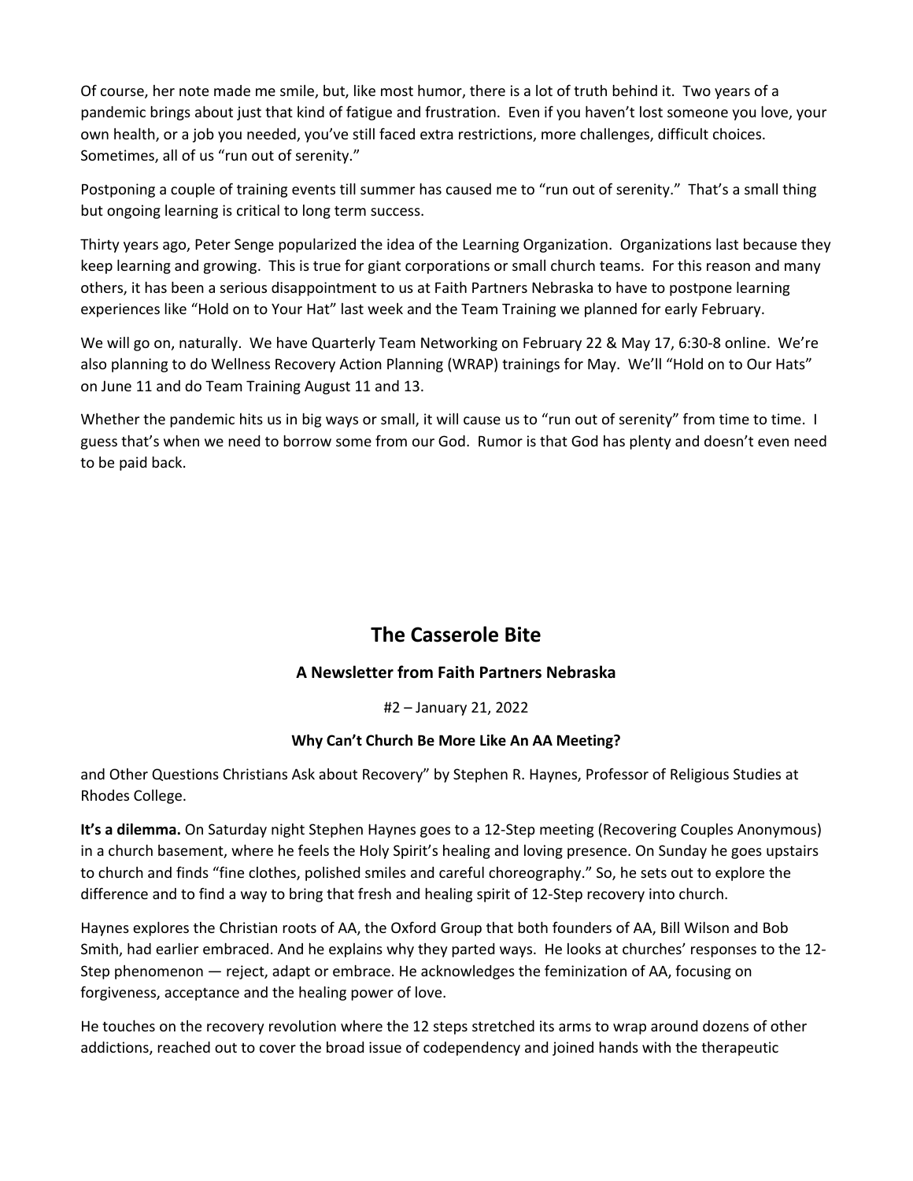Of course, her note made me smile, but, like most humor, there is a lot of truth behind it. Two years of a pandemic brings about just that kind of fatigue and frustration. Even if you haven't lost someone you love, your own health, or a job you needed, you've still faced extra restrictions, more challenges, difficult choices. Sometimes, all of us "run out of serenity."

Postponing a couple of training events till summer has caused me to "run out of serenity." That's a small thing but ongoing learning is critical to long term success.

Thirty years ago, Peter Senge popularized the idea of the Learning Organization. Organizations last because they keep learning and growing. This is true for giant corporations or small church teams. For this reason and many others, it has been a serious disappointment to us at Faith Partners Nebraska to have to postpone learning experiences like "Hold on to Your Hat" last week and the Team Training we planned for early February.

We will go on, naturally. We have Quarterly Team Networking on February 22 & May 17, 6:30-8 online. We're also planning to do Wellness Recovery Action Planning (WRAP) trainings for May. We'll "Hold on to Our Hats" on June 11 and do Team Training August 11 and 13.

Whether the pandemic hits us in big ways or small, it will cause us to "run out of serenity" from time to time. I guess that's when we need to borrow some from our God. Rumor is that God has plenty and doesn't even need to be paid back.

# The Casserole Bite

### A Newsletter from Faith Partners Nebraska

#2 – January 21, 2022

#### Why Can't Church Be More Like An AA Meeting?

and Other Questions Christians Ask about Recovery" by Stephen R. Haynes, Professor of Religious Studies at Rhodes College.

**It's a dilemma.** On Saturday night Stephen Haynes goes to a 12-Step meeting (Recovering Couples Anonymous) in a church basement, where he feels the Holy Spirit's healing and loving presence. On Sunday he goes upstairs to church and finds "fine clothes, polished smiles and careful choreography." So, he sets out to explore the difference and to find a way to bring that fresh and healing spirit of 12-Step recovery into church.

Haynes explores the Christian roots of AA, the Oxford Group that both founders of AA, Bill Wilson and Bob Smith, had earlier embraced. And he explains why they parted ways. He looks at churches' responses to the 12-Step phenomenon — reject, adapt or embrace. He acknowledges the feminization of AA, focusing on forgiveness, acceptance and the healing power of love.

He touches on the recovery revolution where the 12 steps stretched its arms to wrap around dozens of other addictions, reached out to cover the broad issue of codependency and joined hands with the therapeutic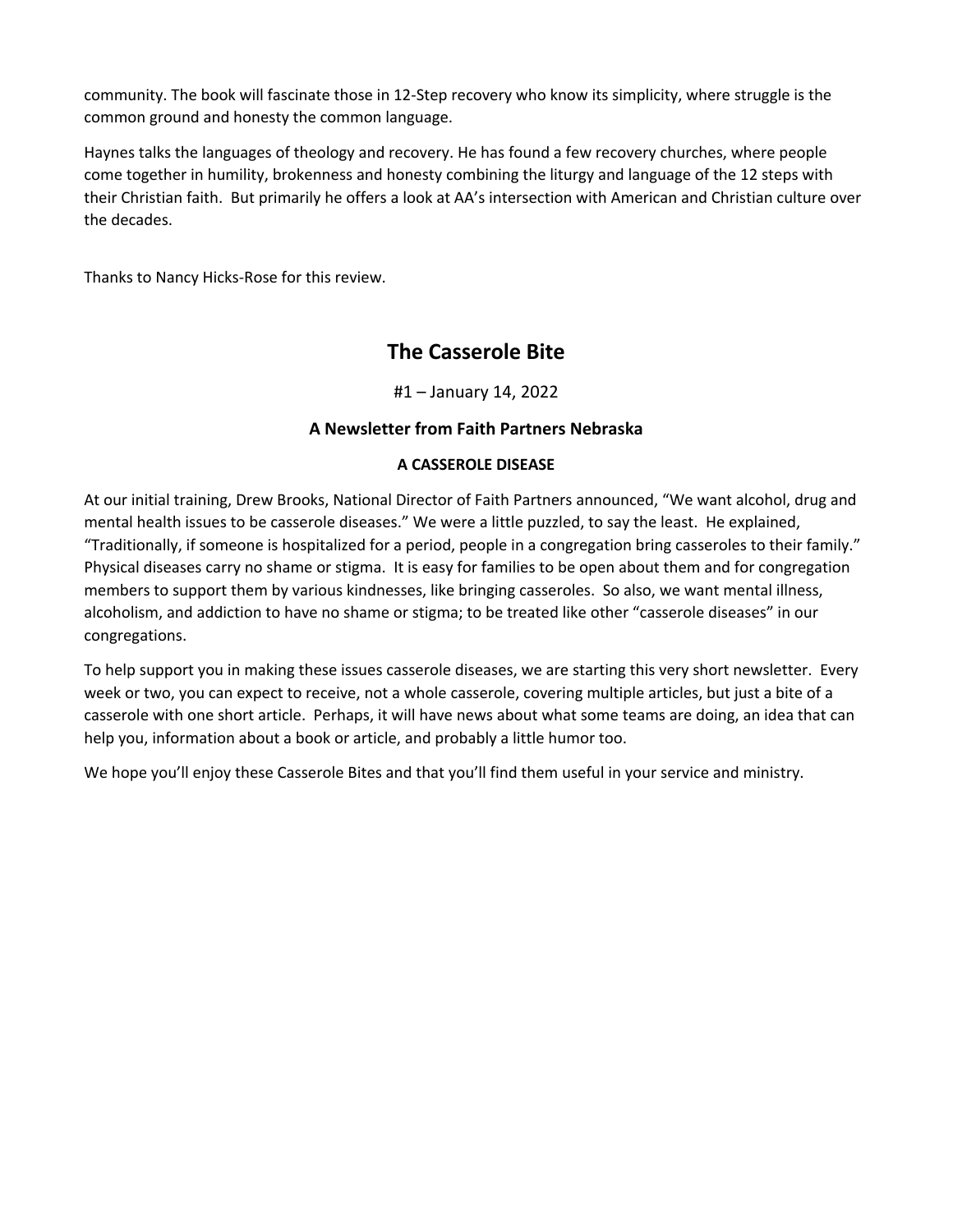community. The book will fascinate those in 12-Step recovery who know its simplicity, where struggle is the common ground and honesty the common language.

Haynes talks the languages of theology and recovery. He has found a few recovery churches, where people come together in humility, brokenness and honesty combining the liturgy and language of the 12 steps with their Christian faith. But primarily he offers a look at AA's intersection with American and Christian culture over the decades.

Thanks to Nancy Hicks-Rose for this review.

## The Casserole Bite

#1 – January 14, 2022

### A Newsletter from Faith Partners Nebraska

#### A CASSEROLE DISEASE

At our initial training, Drew Brooks, National Director of Faith Partners announced, "We want alcohol, drug and mental health issues to be casserole diseases." We were a little puzzled, to say the least. He explained, "Traditionally, if someone is hospitalized for a period, people in a congregation bring casseroles to their family." Physical diseases carry no shame or stigma. It is easy for families to be open about them and for congregation members to support them by various kindnesses, like bringing casseroles. So also, we want mental illness, alcoholism, and addiction to have no shame or stigma; to be treated like other "casserole diseases" in our congregations.

To help support you in making these issues casserole diseases, we are starting this very short newsletter. Every week or two, you can expect to receive, not a whole casserole, covering multiple articles, but just a bite of a casserole with one short article. Perhaps, it will have news about what some teams are doing, an idea that can help you, information about a book or article, and probably a little humor too.

We hope you'll enjoy these Casserole Bites and that you'll find them useful in your service and ministry.